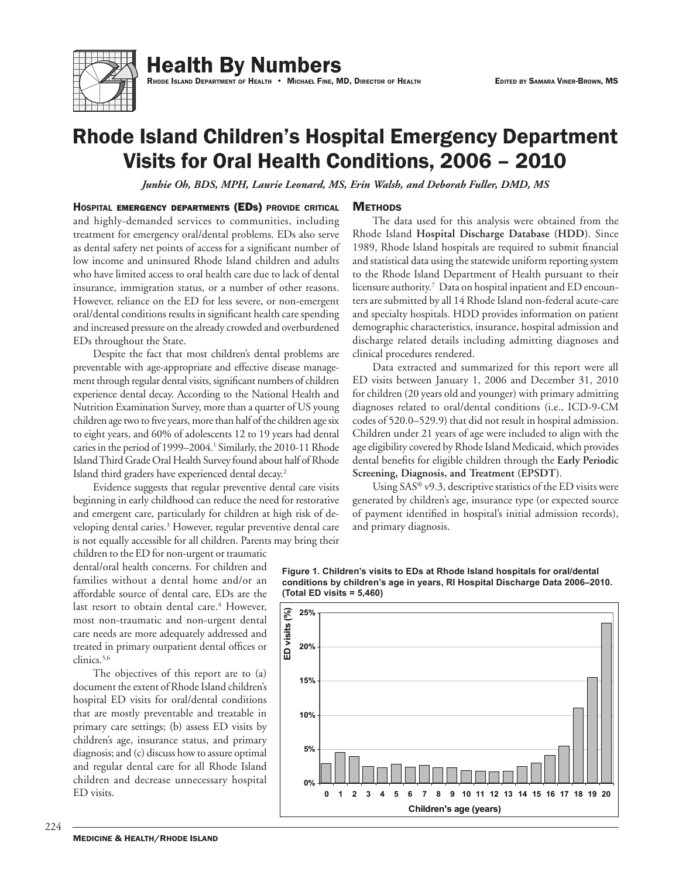# Health By Numbers

RHODE ISLAND DEPARTMENT OF HEALTH • MICHAEL FINE, MD, DIRECTOR OF HEALTH

EDITED BY SAMARA VINER-BROWN, MS

# Rhode Island Children's Hospital Emergency Department Visits for Oral Health Conditions, 2006 – 2010

*Junhie Oh, BDS, MPH, Laurie Leonard, MS, Erin Walsh, and Deborah Fuller, DMD, MS*

**HOSPITAL EMERGENCY DEPARTMENTS (EDs) PROVIDE CRITICAL** and highly-demanded services to communities, including treatment for emergency oral/dental problems. EDs also serve as dental safety net points of access for a significant number of low income and uninsured Rhode Island children and adults who have limited access to oral health care due to lack of dental insurance, immigration status, or a number of other reasons. However, reliance on the ED for less severe, or non-emergent oral/dental conditions results in significant health care spending and increased pressure on the already crowded and overburdened EDs throughout the State.

Despite the fact that most children's dental problems are preventable with age-appropriate and effective disease management through regular dental visits, significant numbers of children experience dental decay. According to the National Health and Nutrition Examination Survey, more than a quarter of US young children age two to five years, more than half of the children age six to eight years, and 60% of adolescents 12 to 19 years had dental caries in the period of 1999–2004.[1] Similarly, the 2010-11 Rhode Island Third Grade Oral Health Survey found about half of Rhode Island third graders have experienced dental decay.[2]

Evidence suggests that regular preventive dental care visits beginning in early childhood can reduce the need for restorative and emergent care, particularly for children at high risk of developing dental caries.[3] However, regular preventive dental care is not equally accessible for all children. Parents may bring their children to the ED for non-urgent or traumatic dental/oral health concerns. For children and families without a dental home and/or an affordable source of dental care, EDs are the last resort to obtain dental care.[4] However, most non-traumatic and non-urgent dental care needs are more adequately addressed and treated in primary outpatient dental offices or clinics.[5,6]

The objectives of this report are to (a) document the extent of Rhode Island children's hospital ED visits for oral/dental conditions that are mostly preventable and treatable in primary care settings; (b) assess ED visits by children's age, insurance status, and primary diagnosis; and (c) discuss how to assure optimal and regular dental care for all Rhode Island children and decrease unnecessary hospital ED visits.

## METHODS

The data used for this analysis were obtained from the Rhode Island **Hospital Discharge Database** (**HDD**). Since 1989, Rhode Island hospitals are required to submit financial and statistical data using the statewide uniform reporting system to the Rhode Island Department of Health pursuant to their licensure authority.[7] Data on hospital inpatient and ED encounters are submitted by all 14 Rhode Island non-federal acute-care and specialty hospitals. HDD provides information on patient demographic characteristics, insurance, hospital admission and discharge related details including admitting diagnoses and clinical procedures rendered.

Data extracted and summarized for this report were all ED visits between January 1, 2006 and December 31, 2010 for children (20 years old and younger) with primary admitting diagnoses related to oral/dental conditions (i.e., ICD-9-CM codes of 520.0–529.9) that did not result in hospital admission. Children under 21 years of age were included to align with the age eligibility covered by Rhode Island Medicaid, which provides dental benefits for eligible children through the **Early Periodic Screening, Diagnosis, and Treatment** (**EPSDT**).

Using SAS® v9.3, descriptive statistics of the ED visits were generated by children's age, insurance type (or expected source of payment identified in hospital's initial admission records), and primary diagnosis.

**Figure 1. Children's visits to EDs at Rhode Island hospitals for oral/dental conditions by children's age in years, RI Hospital Discharge Data 2006–2010. (Total ED visits = 5,460)**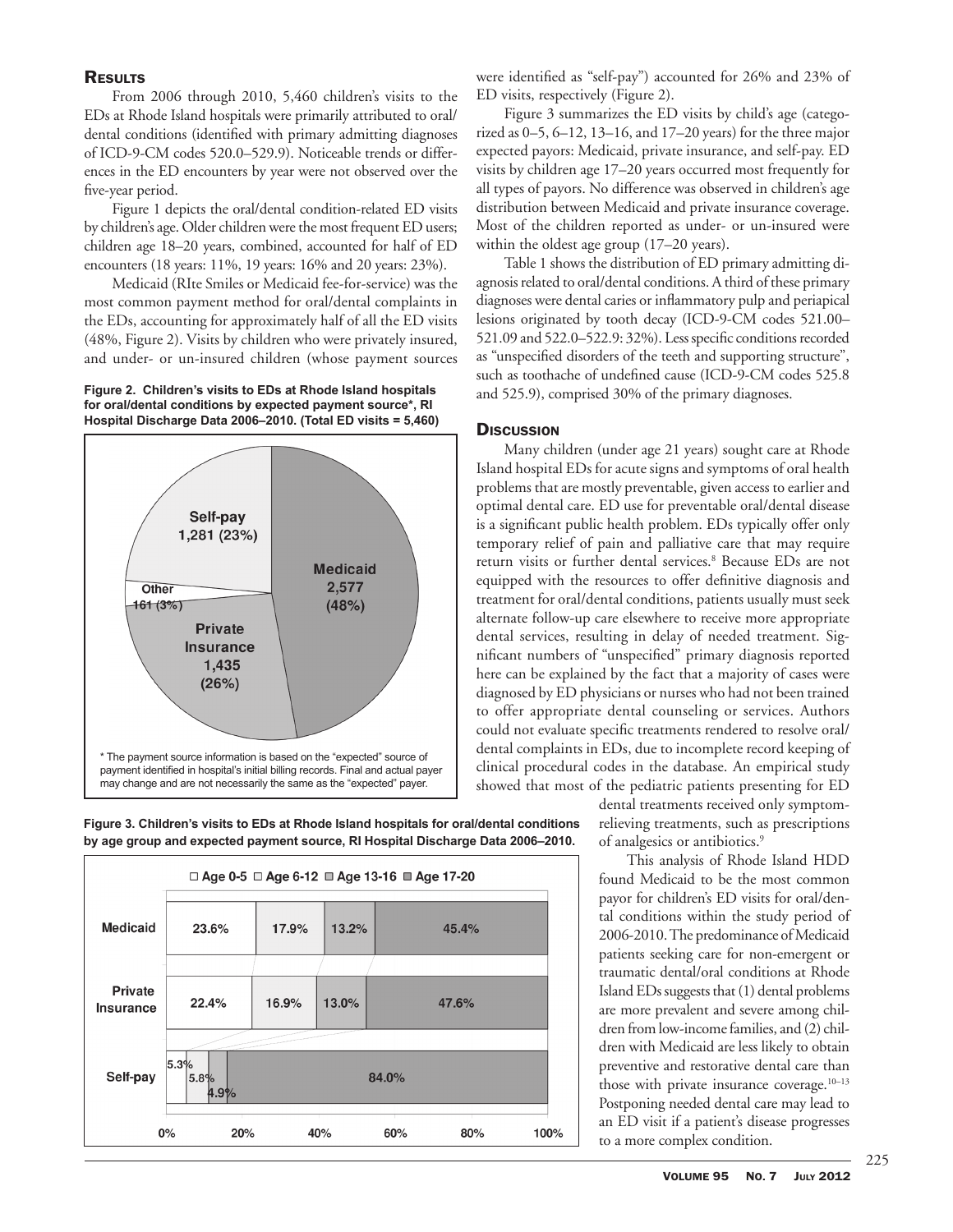## Results

From 2006 through 2010, 5,460 children's visits to the EDs at Rhode Island hospitals were primarily attributed to oral/dental conditions (identified with primary admitting diagnoses of ICD-9-CM codes 520.0–529.9). Noticeable trends or differences in the ED encounters by year were not observed over the five-year period.

Figure 1 depicts the oral/dental condition-related ED visits by children's age. Older children were the most frequent ED users; children age 18–20 years, combined, accounted for half of ED encounters (18 years: 11%, 19 years: 16% and 20 years: 23%).

Medicaid (RIte Smiles or Medicaid fee-for-service) was the most common payment method for oral/dental complaints in the EDs, accounting for approximately half of all the ED visits (48%, Figure 2). Visits by children who were privately insured, and under- or un-insured children (whose payment sources were identified as "self-pay") accounted for 26% and 23% of ED visits, respectively (Figure 2).

**Figure 2. Children's visits to EDs at Rhode Island hospitals for oral/dental conditions by expected payment source\*, RI Hospital Discharge Data 2006–2010. (Total ED visits = 5,460)**

| Payment source | Visits |
|---|---|
| Medicaid | 2,577 (48%) |
| Private Insurance | 1,435 (26%) |
| Self-pay | 1,281 (23%) |
| Other | 161 (3%) |

\* The payment source information is based on the "expected" source of payment identified in hospital's initial billing records. Final and actual payer may change and are not necessarily the same as the "expected" payer.

**Figure 3. Children's visits to EDs at Rhode Island hospitals for oral/dental conditions by age group and expected payment source, RI Hospital Discharge Data 2006–2010.**

| | Age 0-5 | Age 6-12 | Age 13-16 | Age 17-20 |
|---|---|---|---|---|
| Medicaid | 23.6% | 17.9% | 13.2% | 45.4% |
| Private Insurance | 22.4% | 16.9% | 13.0% | 47.6% |
| Self-pay | 5.3% | 5.8% | 4.9% | 84.0% |

Figure 3 summarizes the ED visits by child's age (categorized as 0–5, 6–12, 13–16, and 17–20 years) for the three major expected payors: Medicaid, private insurance, and self-pay. ED visits by children age 17–20 years occurred most frequently for all types of payors. No difference was observed in children's age distribution between Medicaid and private insurance coverage. Most of the children reported as under- or un-insured were within the oldest age group (17–20 years).

Table 1 shows the distribution of ED primary admitting diagnosis related to oral/dental conditions. A third of these primary diagnoses were dental caries or inflammatory pulp and periapical lesions originated by tooth decay (ICD-9-CM codes 521.00–521.09 and 522.0–522.9: 32%). Less specific conditions recorded as "unspecified disorders of the teeth and supporting structure", such as toothache of undefined cause (ICD-9-CM codes 525.8 and 525.9), comprised 30% of the primary diagnoses.

## Discussion

Many children (under age 21 years) sought care at Rhode Island hospital EDs for acute signs and symptoms of oral health problems that are mostly preventable, given access to earlier and optimal dental care. ED use for preventable oral/dental disease is a significant public health problem. EDs typically offer only temporary relief of pain and palliative care that may require return visits or further dental services.[8] Because EDs are not equipped with the resources to offer definitive diagnosis and treatment for oral/dental conditions, patients usually must seek alternate follow-up care elsewhere to receive more appropriate dental services, resulting in delay of needed treatment. Significant numbers of "unspecified" primary diagnosis reported here can be explained by the fact that a majority of cases were diagnosed by ED physicians or nurses who had not been trained to offer appropriate dental counseling or services. Authors could not evaluate specific treatments rendered to resolve oral/dental complaints in EDs, due to incomplete record keeping of clinical procedural codes in the database. An empirical study showed that most of the pediatric patients presenting for ED dental treatments received only symptom-relieving treatments, such as prescriptions of analgesics or antibiotics.[9]

This analysis of Rhode Island HDD found Medicaid to be the most common payor for children's ED visits for oral/dental conditions within the study period of 2006-2010. The predominance of Medicaid patients seeking care for non-emergent or traumatic dental/oral conditions at Rhode Island EDs suggests that (1) dental problems are more prevalent and severe among children from low-income families, and (2) children with Medicaid are less likely to obtain preventive and restorative dental care than those with private insurance coverage.[10–13] Postponing needed dental care may lead to an ED visit if a patient's disease progresses to a more complex condition.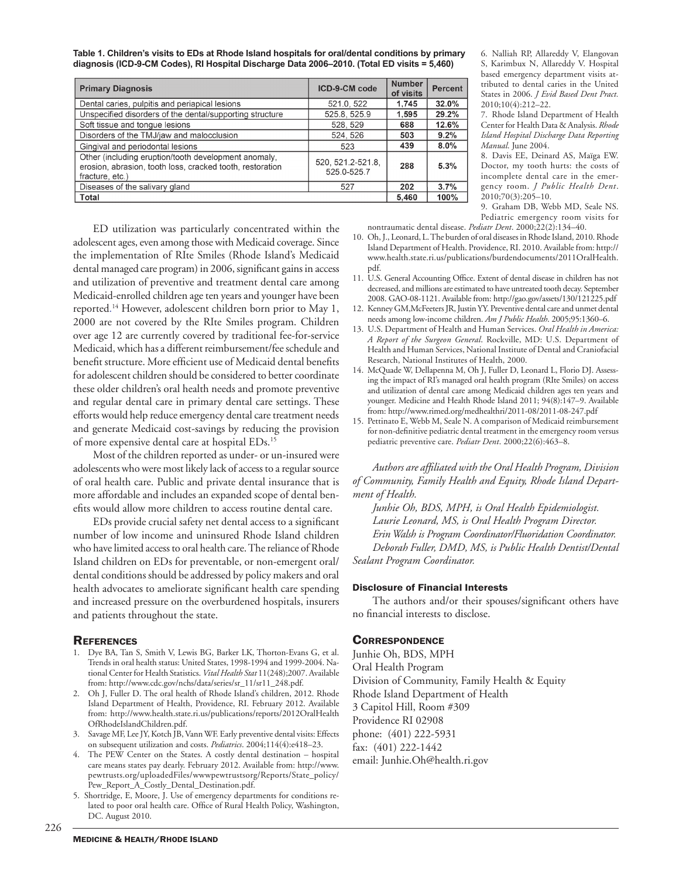**Table 1. Children's visits to EDs at Rhode Island hospitals for oral/dental conditions by primary diagnosis (ICD-9-CM Codes), RI Hospital Discharge Data 2006–2010. (Total ED visits = 5,460)**

| Primary Diagnosis | ICD-9-CM code | Number of visits | Percent |
|---|---|---|---|
| Dental caries, pulpitis and periapical lesions | 521.0, 522 | 1,745 | 32.0% |
| Unspecified disorders of the dental/supporting structure | 525.8, 525.9 | 1,595 | 29.2% |
| Soft tissue and tongue lesions | 528, 529 | 688 | 12.6% |
| Disorders of the TMJ/jaw and malocclusion | 524, 526 | 503 | 9.2% |
| Gingival and periodontal lesions | 523 | 439 | 8.0% |
| Other (including eruption/tooth development anomaly, erosion, abrasion, tooth loss, cracked tooth, restoration fracture, etc.) | 520, 521.2-521.8, 525.0-525.7 | 288 | 5.3% |
| Diseases of the salivary gland | 527 | 202 | 3.7% |
| Total | | 5,460 | 100% |

ED utilization was particularly concentrated within the adolescent ages, even among those with Medicaid coverage. Since the implementation of RIte Smiles (Rhode Island's Medicaid dental managed care program) in 2006, significant gains in access and utilization of preventive and treatment dental care among Medicaid-enrolled children age ten years and younger have been reported.[14] However, adolescent children born prior to May 1, 2000 are not covered by the RIte Smiles program. Children over age 12 are currently covered by traditional fee-for-service Medicaid, which has a different reimbursement/fee schedule and benefit structure. More efficient use of Medicaid dental benefits for adolescent children should be considered to better coordinate these older children's oral health needs and promote preventive and regular dental care in primary dental care settings. These efforts would help reduce emergency dental care treatment needs and generate Medicaid cost-savings by reducing the provision of more expensive dental care at hospital EDs.[15]

Most of the children reported as under- or un-insured were adolescents who were most likely lack of access to a regular source of oral health care. Public and private dental insurance that is more affordable and includes an expanded scope of dental benefits would allow more children to access routine dental care.

EDs provide crucial safety net dental access to a significant number of low income and uninsured Rhode Island children who have limited access to oral health care. The reliance of Rhode Island children on EDs for preventable, or non-emergent oral/dental conditions should be addressed by policy makers and oral health advocates to ameliorate significant health care spending and increased pressure on the overburdened hospitals, insurers and patients throughout the state.

## References

1. Dye BA, Tan S, Smith V, Lewis BG, Barker LK, Thorton-Evans G, et al. Trends in oral health status: United States, 1998-1994 and 1999-2004. National Center for Health Statistics. *Vital Health Stat* 11(248);2007. Available from: http://www.cdc.gov/nchs/data/series/sr_11/sr11_248.pdf.
2. Oh J, Fuller D. The oral health of Rhode Island's children, 2012. Rhode Island Department of Health, Providence, RI. February 2012. Available from: http://www.health.state.ri.us/publications/reports/2012OralHealthOfRhodeIslandChildren.pdf.
3. Savage MF, Lee JY, Kotch JB, Vann WF. Early preventive dental visits: Effects on subsequent utilization and costs. *Pediatrics*. 2004;114(4):e418–23.
4. The PEW Center on the States. A costly dental destination – hospital care means states pay dearly. February 2012. Available from: http://www.pewtrusts.org/uploadedFiles/wwwpewtrustsorg/Reports/State_policy/Pew_Report_A_Costly_Dental_Destination.pdf.
5. Shortridge, E, Moore, J. Use of emergency departments for conditions related to poor oral health care. Office of Rural Health Policy, Washington, DC. August 2010.
6. Nalliah RP, Allareddy V, Elangovan S, Karimbux N, Allareddy V. Hospital based emergency department visits attributed to dental caries in the United States in 2006. *J Evid Based Dent Pract.* 2010;10(4):212–22.
7. Rhode Island Department of Health Center for Health Data & Analysis. *Rhode Island Hospital Discharge Data Reporting Manual.* June 2004.
8. Davis EE, Deinard AS, Maïga EW. Doctor, my tooth hurts: the costs of incomplete dental care in the emergency room. *J Public Health Dent*. 2010;70(3):205–10.
9. Graham DB, Webb MD, Seale NS. Pediatric emergency room visits for nontraumatic dental disease. *Pediatr Dent*. 2000;22(2):134–40.
10. Oh, J., Leonard, L. The burden of oral diseases in Rhode Island, 2010. Rhode Island Department of Health. Providence, RI. 2010. Available from: http://www.health.state.ri.us/publications/burdendocuments/2011OralHealth.pdf.
11. U.S. General Accounting Office. Extent of dental disease in children has not decreased, and millions are estimated to have untreated tooth decay. September 2008. GAO-08-1121. Available from: http://gao.gov/assets/130/121225.pdf
12. Kenney GM,McFeeters JR, Justin YY. Preventive dental care and unmet dental needs among low-income children. *Am J Public Health.* 2005;95:1360–6.
13. U.S. Department of Health and Human Services. *Oral Health in America: A Report of the Surgeon General*. Rockville, MD: U.S. Department of Health and Human Services, National Institute of Dental and Craniofacial Research, National Institutes of Health, 2000.
14. McQuade W, Dellapenna M, Oh J, Fuller D, Leonard L, Florio DJ. Assessing the impact of RI's managed oral health program (RIte Smiles) on access and utilization of dental care among Medicaid children ages ten years and younger. Medicine and Health Rhode Island 2011; 94(8):147–9. Available from: http://www.rimed.org/medhealthri/2011-08/2011-08-247.pdf
15. Pettinato E, Webb M, Seale N. A comparison of Medicaid reimbursement for non-definitive pediatric dental treatment in the emergency room versus pediatric preventive care. *Pediatr Dent*. 2000;22(6):463–8.

*Authors are affiliated with the Oral Health Program, Division of Community, Family Health and Equity, Rhode Island Department of Health.*

*Junhie Oh, BDS, MPH, is Oral Health Epidemiologist.*

*Laurie Leonard, MS, is Oral Health Program Director.*

*Erin Walsh is Program Coordinator/Fluoridation Coordinator.*

*Deborah Fuller, DMD, MS, is Public Health Dentist/Dental Sealant Program Coordinator.*

### Disclosure of Financial Interests

The authors and/or their spouses/significant others have no financial interests to disclose.

## Correspondence

Junhie Oh, BDS, MPH
Oral Health Program
Division of Community, Family Health & Equity
Rhode Island Department of Health
3 Capitol Hill, Room #309
Providence RI 02908
phone: (401) 222-5931
fax: (401) 222-1442
email: Junhie.Oh@health.ri.gov